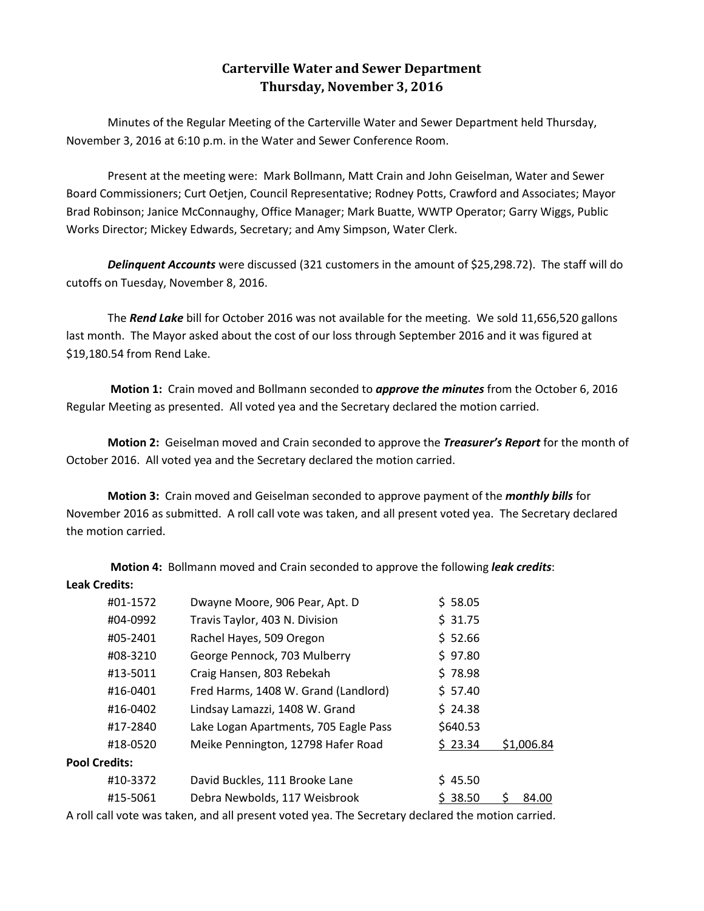# Carterville Water and Sewer Department
## Thursday, November 3, 2016

Minutes of the Regular Meeting of the Carterville Water and Sewer Department held Thursday, November 3, 2016 at 6:10 p.m. in the Water and Sewer Conference Room.

Present at the meeting were: Mark Bollmann, Matt Crain and John Geiselman, Water and Sewer Board Commissioners; Curt Oetjen, Council Representative; Rodney Potts, Crawford and Associates; Mayor Brad Robinson; Janice McConnaughy, Office Manager; Mark Buatte, WWTP Operator; Garry Wiggs, Public Works Director; Mickey Edwards, Secretary; and Amy Simpson, Water Clerk.

***Delinquent Accounts*** were discussed (321 customers in the amount of $25,298.72). The staff will do cutoffs on Tuesday, November 8, 2016.

The ***Rend Lake*** bill for October 2016 was not available for the meeting. We sold 11,656,520 gallons last month. The Mayor asked about the cost of our loss through September 2016 and it was figured at $19,180.54 from Rend Lake.

**Motion 1:** Crain moved and Bollmann seconded to ***approve the minutes*** from the October 6, 2016 Regular Meeting as presented. All voted yea and the Secretary declared the motion carried.

**Motion 2:** Geiselman moved and Crain seconded to approve the ***Treasurer's Report*** for the month of October 2016. All voted yea and the Secretary declared the motion carried.

**Motion 3:** Crain moved and Geiselman seconded to approve payment of the ***monthly bills*** for November 2016 as submitted. A roll call vote was taken, and all present voted yea. The Secretary declared the motion carried.

**Motion 4:** Bollmann moved and Crain seconded to approve the following ***leak credits***:

**Leak Credits:**

| | | | |
|---|---|---|---|
| #01-1572 | Dwayne Moore, 906 Pear, Apt. D | $ 58.05 | |
| #04-0992 | Travis Taylor, 403 N. Division | $ 31.75 | |
| #05-2401 | Rachel Hayes, 509 Oregon | $ 52.66 | |
| #08-3210 | George Pennock, 703 Mulberry | $ 97.80 | |
| #13-5011 | Craig Hansen, 803 Rebekah | $ 78.98 | |
| #16-0401 | Fred Harms, 1408 W. Grand (Landlord) | $ 57.40 | |
| #16-0402 | Lindsay Lamazzi, 1408 W. Grand | $ 24.38 | |
| #17-2840 | Lake Logan Apartments, 705 Eagle Pass | $640.53 | |
| #18-0520 | Meike Pennington, 12798 Hafer Road | $ 23.34 | $1,006.84 |

**Pool Credits:**

| | | | |
|---|---|---|---|
| #10-3372 | David Buckles, 111 Brooke Lane | $ 45.50 | |
| #15-5061 | Debra Newbolds, 117 Weisbrook | $ 38.50 | $ 84.00 |

A roll call vote was taken, and all present voted yea. The Secretary declared the motion carried.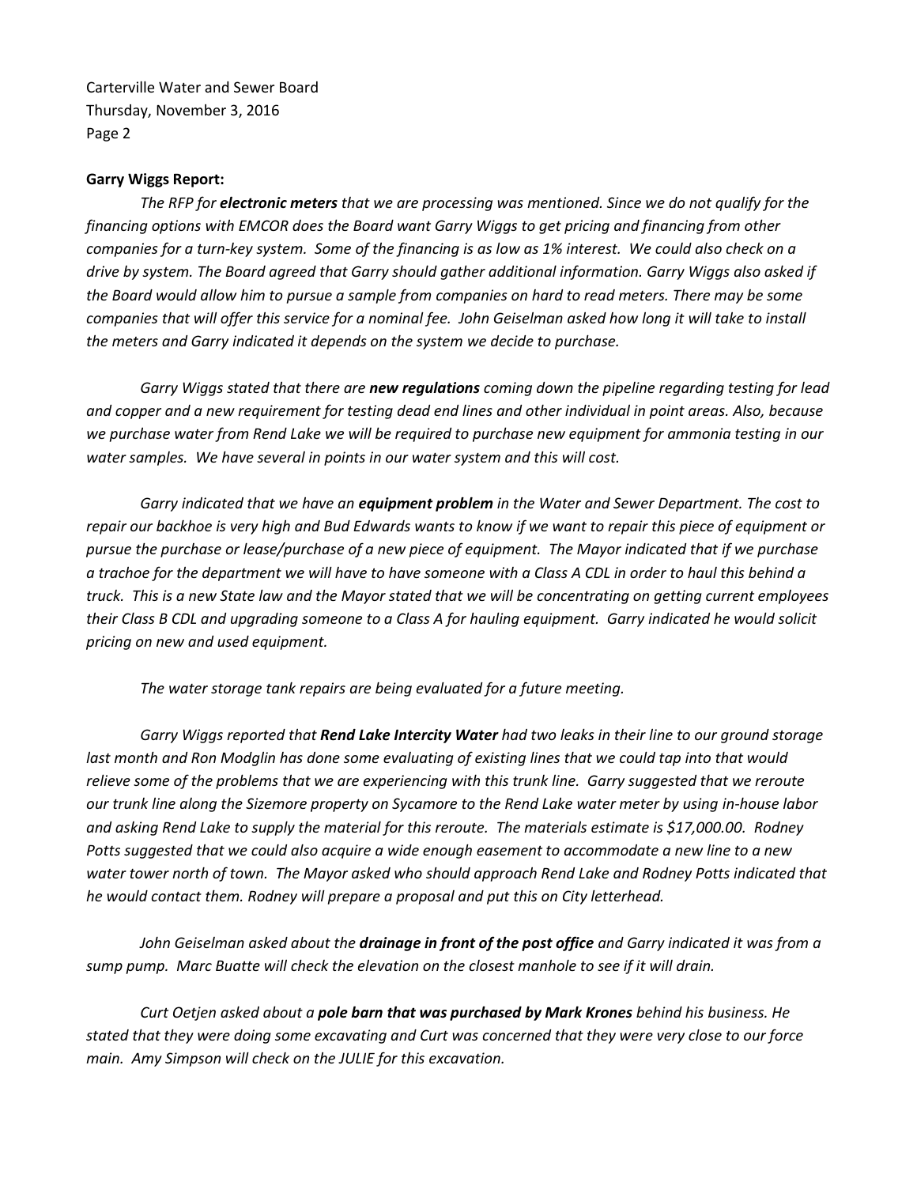**Garry Wiggs Report:**

*The RFP for **electronic meters** that we are processing was mentioned. Since we do not qualify for the financing options with EMCOR does the Board want Garry Wiggs to get pricing and financing from other companies for a turn-key system. Some of the financing is as low as 1% interest. We could also check on a drive by system. The Board agreed that Garry should gather additional information. Garry Wiggs also asked if the Board would allow him to pursue a sample from companies on hard to read meters. There may be some companies that will offer this service for a nominal fee. John Geiselman asked how long it will take to install the meters and Garry indicated it depends on the system we decide to purchase.*

*Garry Wiggs stated that there are **new regulations** coming down the pipeline regarding testing for lead and copper and a new requirement for testing dead end lines and other individual in point areas. Also, because we purchase water from Rend Lake we will be required to purchase new equipment for ammonia testing in our water samples. We have several in points in our water system and this will cost.*

*Garry indicated that we have an **equipment problem** in the Water and Sewer Department. The cost to repair our backhoe is very high and Bud Edwards wants to know if we want to repair this piece of equipment or pursue the purchase or lease/purchase of a new piece of equipment. The Mayor indicated that if we purchase a trachoe for the department we will have to have someone with a Class A CDL in order to haul this behind a truck. This is a new State law and the Mayor stated that we will be concentrating on getting current employees their Class B CDL and upgrading someone to a Class A for hauling equipment. Garry indicated he would solicit pricing on new and used equipment.*

*The water storage tank repairs are being evaluated for a future meeting.*

*Garry Wiggs reported that **Rend Lake Intercity Water** had two leaks in their line to our ground storage last month and Ron Modglin has done some evaluating of existing lines that we could tap into that would relieve some of the problems that we are experiencing with this trunk line. Garry suggested that we reroute our trunk line along the Sizemore property on Sycamore to the Rend Lake water meter by using in-house labor and asking Rend Lake to supply the material for this reroute. The materials estimate is $17,000.00. Rodney Potts suggested that we could also acquire a wide enough easement to accommodate a new line to a new water tower north of town. The Mayor asked who should approach Rend Lake and Rodney Potts indicated that he would contact them. Rodney will prepare a proposal and put this on City letterhead.*

*John Geiselman asked about the **drainage in front of the post office** and Garry indicated it was from a sump pump. Marc Buatte will check the elevation on the closest manhole to see if it will drain.*

*Curt Oetjen asked about a **pole barn that was purchased by Mark Krones** behind his business. He stated that they were doing some excavating and Curt was concerned that they were very close to our force main. Amy Simpson will check on the JULIE for this excavation.*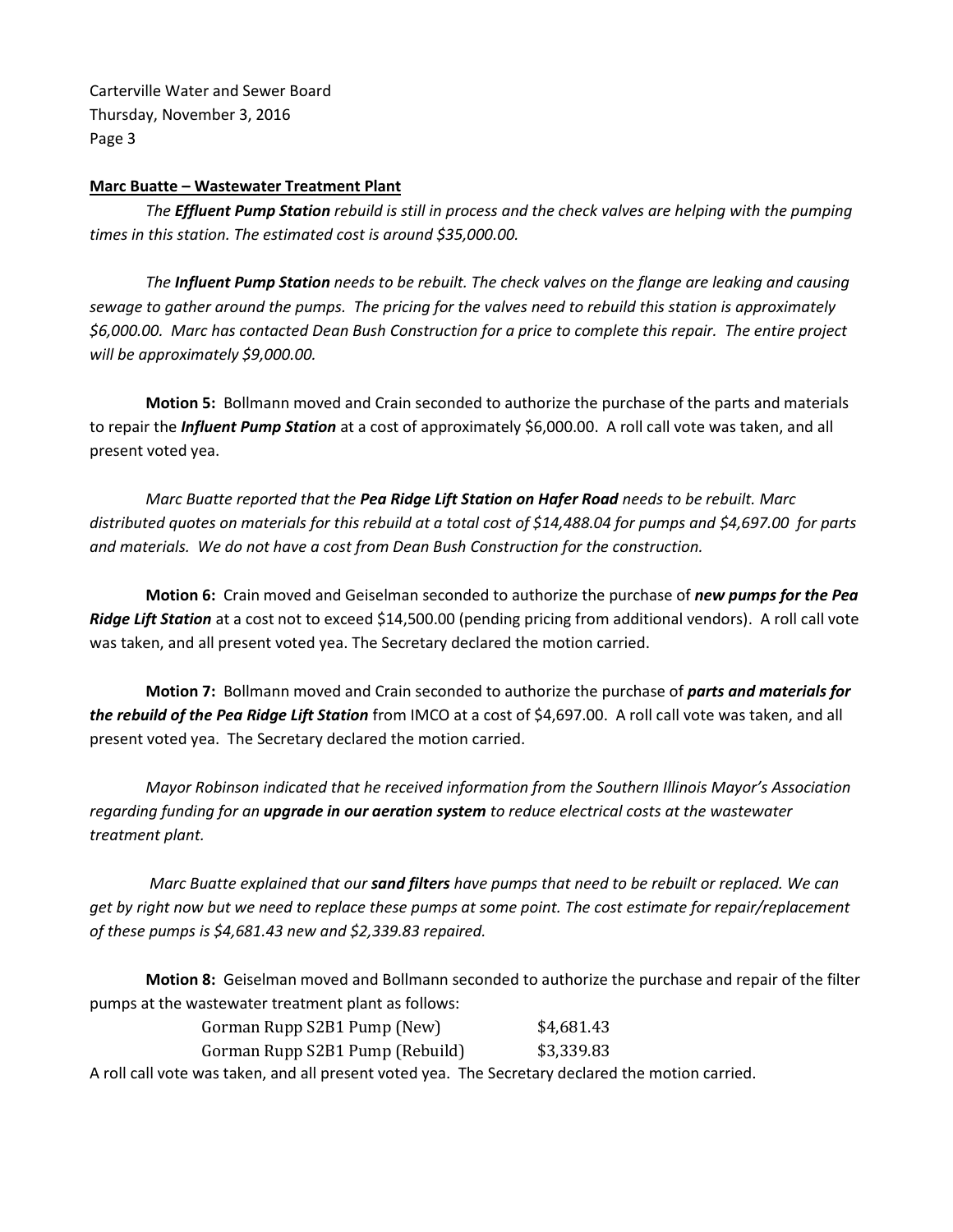Carterville Water and Sewer Board
Thursday, November 3, 2016
Page 3

**Marc Buatte – Wastewater Treatment Plant**

*The **Effluent Pump Station** rebuild is still in process and the check valves are helping with the pumping times in this station. The estimated cost is around $35,000.00.*

*The **Influent Pump Station** needs to be rebuilt. The check valves on the flange are leaking and causing sewage to gather around the pumps. The pricing for the valves need to rebuild this station is approximately $6,000.00. Marc has contacted Dean Bush Construction for a price to complete this repair. The entire project will be approximately $9,000.00.*

**Motion 5:** Bollmann moved and Crain seconded to authorize the purchase of the parts and materials to repair the ***Influent Pump Station*** at a cost of approximately $6,000.00. A roll call vote was taken, and all present voted yea.

*Marc Buatte reported that the **Pea Ridge Lift Station on Hafer Road** needs to be rebuilt. Marc distributed quotes on materials for this rebuild at a total cost of $14,488.04 for pumps and $4,697.00 for parts and materials. We do not have a cost from Dean Bush Construction for the construction.*

**Motion 6:** Crain moved and Geiselman seconded to authorize the purchase of ***new pumps for the Pea Ridge Lift Station*** at a cost not to exceed $14,500.00 (pending pricing from additional vendors). A roll call vote was taken, and all present voted yea. The Secretary declared the motion carried.

**Motion 7:** Bollmann moved and Crain seconded to authorize the purchase of ***parts and materials for the rebuild of the Pea Ridge Lift Station*** from IMCO at a cost of $4,697.00. A roll call vote was taken, and all present voted yea. The Secretary declared the motion carried.

*Mayor Robinson indicated that he received information from the Southern Illinois Mayor's Association regarding funding for an **upgrade in our aeration system** to reduce electrical costs at the wastewater treatment plant.*

*Marc Buatte explained that our **sand filters** have pumps that need to be rebuilt or replaced. We can get by right now but we need to replace these pumps at some point. The cost estimate for repair/replacement of these pumps is $4,681.43 new and $2,339.83 repaired.*

**Motion 8:** Geiselman moved and Bollmann seconded to authorize the purchase and repair of the filter pumps at the wastewater treatment plant as follows:

| | |
|---|---|
| Gorman Rupp S2B1 Pump (New) | $4,681.43 |
| Gorman Rupp S2B1 Pump (Rebuild) | $3,339.83 |

A roll call vote was taken, and all present voted yea. The Secretary declared the motion carried.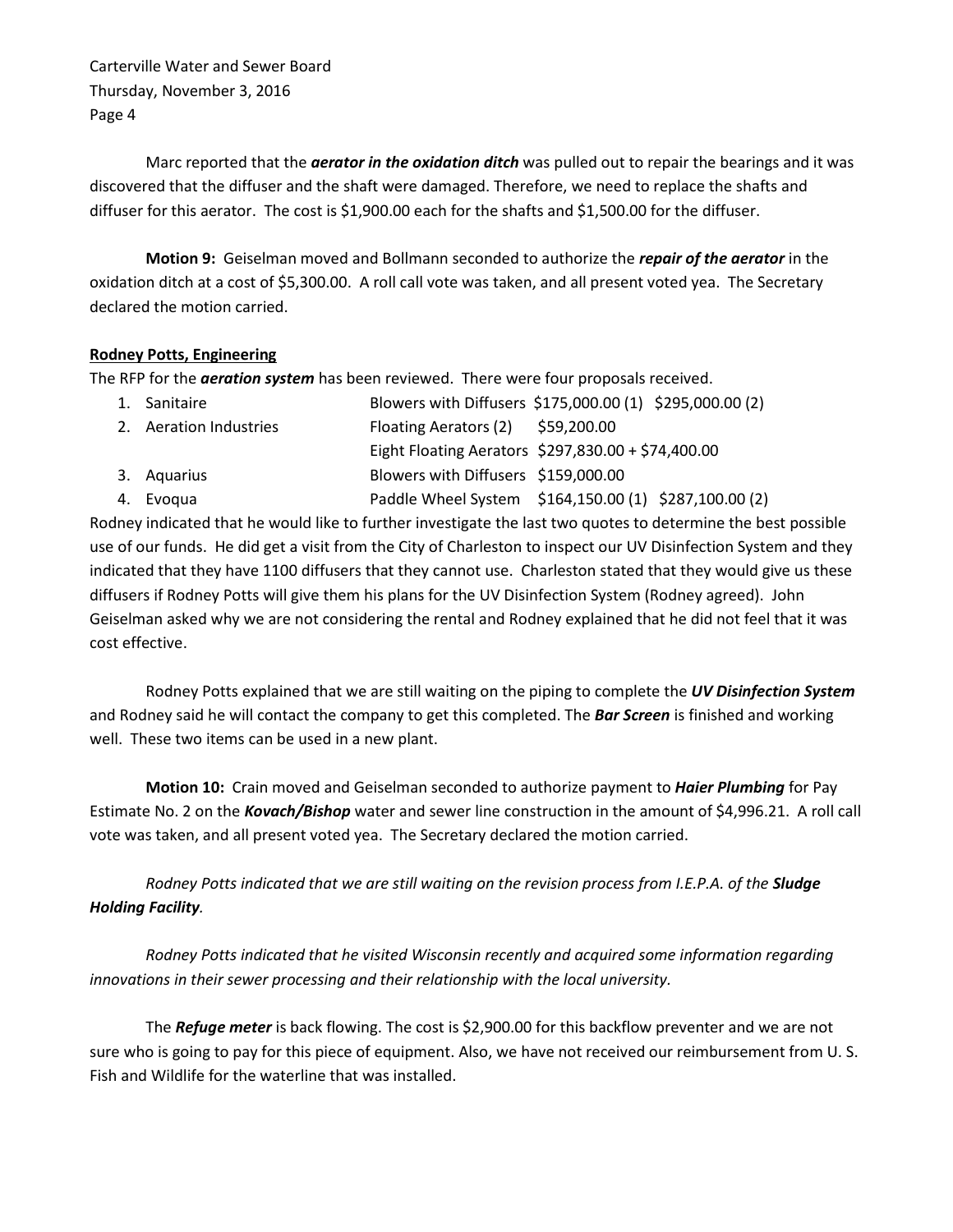Marc reported that the ***aerator in the oxidation ditch*** was pulled out to repair the bearings and it was discovered that the diffuser and the shaft were damaged. Therefore, we need to replace the shafts and diffuser for this aerator. The cost is $1,900.00 each for the shafts and $1,500.00 for the diffuser.

**Motion 9:** Geiselman moved and Bollmann seconded to authorize the ***repair of the aerator*** in the oxidation ditch at a cost of $5,300.00. A roll call vote was taken, and all present voted yea. The Secretary declared the motion carried.

**Rodney Potts, Engineering**

The RFP for the ***aeration system*** has been reviewed. There were four proposals received.

1. Sanitaire — Blowers with Diffusers $175,000.00 (1) $295,000.00 (2)
2. Aeration Industries — Floating Aerators (2) $59,200.00
   Eight Floating Aerators $297,830.00 + $74,400.00
3. Aquarius — Blowers with Diffusers $159,000.00
4. Evoqua — Paddle Wheel System $164,150.00 (1) $287,100.00 (2)

Rodney indicated that he would like to further investigate the last two quotes to determine the best possible use of our funds. He did get a visit from the City of Charleston to inspect our UV Disinfection System and they indicated that they have 1100 diffusers that they cannot use. Charleston stated that they would give us these diffusers if Rodney Potts will give them his plans for the UV Disinfection System (Rodney agreed). John Geiselman asked why we are not considering the rental and Rodney explained that he did not feel that it was cost effective.

Rodney Potts explained that we are still waiting on the piping to complete the ***UV Disinfection System*** and Rodney said he will contact the company to get this completed. The ***Bar Screen*** is finished and working well. These two items can be used in a new plant.

**Motion 10:** Crain moved and Geiselman seconded to authorize payment to ***Haier Plumbing*** for Pay Estimate No. 2 on the ***Kovach/Bishop*** water and sewer line construction in the amount of $4,996.21. A roll call vote was taken, and all present voted yea. The Secretary declared the motion carried.

*Rodney Potts indicated that we are still waiting on the revision process from I.E.P.A. of the **Sludge Holding Facility**.*

*Rodney Potts indicated that he visited Wisconsin recently and acquired some information regarding innovations in their sewer processing and their relationship with the local university.*

The ***Refuge meter*** is back flowing. The cost is $2,900.00 for this backflow preventer and we are not sure who is going to pay for this piece of equipment. Also, we have not received our reimbursement from U. S. Fish and Wildlife for the waterline that was installed.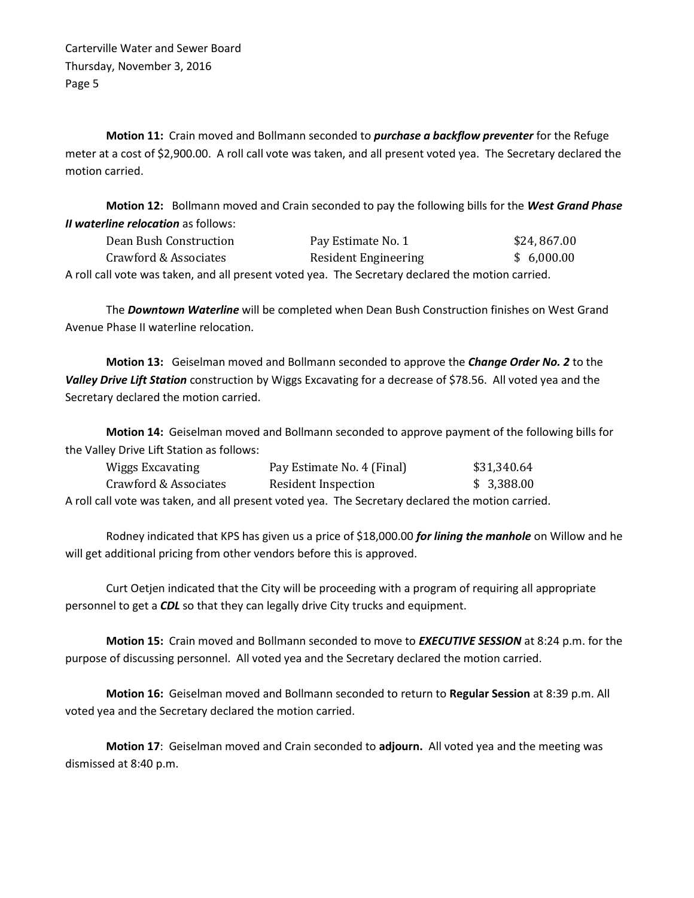**Motion 11:** Crain moved and Bollmann seconded to ***purchase a backflow preventer*** for the Refuge meter at a cost of $2,900.00. A roll call vote was taken, and all present voted yea. The Secretary declared the motion carried.

**Motion 12:** Bollmann moved and Crain seconded to pay the following bills for the ***West Grand Phase II waterline relocation*** as follows:

| | | |
|---|---|---|
| Dean Bush Construction | Pay Estimate No. 1 | $24,867.00 |
| Crawford & Associates | Resident Engineering | $ 6,000.00 |

A roll call vote was taken, and all present voted yea. The Secretary declared the motion carried.

The ***Downtown Waterline*** will be completed when Dean Bush Construction finishes on West Grand Avenue Phase II waterline relocation.

**Motion 13:** Geiselman moved and Bollmann seconded to approve the ***Change Order No. 2*** to the ***Valley Drive Lift Station*** construction by Wiggs Excavating for a decrease of $78.56. All voted yea and the Secretary declared the motion carried.

**Motion 14:** Geiselman moved and Bollmann seconded to approve payment of the following bills for the Valley Drive Lift Station as follows:

| | | |
|---|---|---|
| Wiggs Excavating | Pay Estimate No. 4 (Final) | $31,340.64 |
| Crawford & Associates | Resident Inspection | $ 3,388.00 |

A roll call vote was taken, and all present voted yea. The Secretary declared the motion carried.

Rodney indicated that KPS has given us a price of $18,000.00 ***for lining the manhole*** on Willow and he will get additional pricing from other vendors before this is approved.

Curt Oetjen indicated that the City will be proceeding with a program of requiring all appropriate personnel to get a ***CDL*** so that they can legally drive City trucks and equipment.

**Motion 15:** Crain moved and Bollmann seconded to move to ***EXECUTIVE SESSION*** at 8:24 p.m. for the purpose of discussing personnel. All voted yea and the Secretary declared the motion carried.

**Motion 16:** Geiselman moved and Bollmann seconded to return to **Regular Session** at 8:39 p.m. All voted yea and the Secretary declared the motion carried.

**Motion 17**: Geiselman moved and Crain seconded to **adjourn.** All voted yea and the meeting was dismissed at 8:40 p.m.